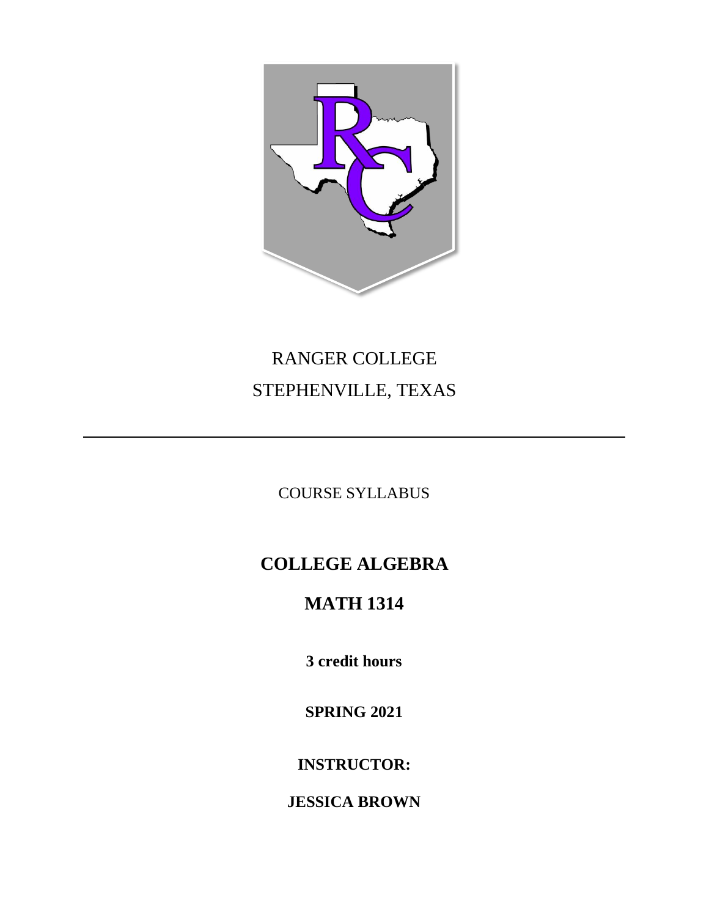RANGER COLLEGE

STEPHENVILLE, TEXAS

---

COURSE SYLLABUS

# COLLEGE ALGEBRA

# MATH 1314

**3 credit hours**

**SPRING 2021**

**INSTRUCTOR:**

**JESSICA BROWN**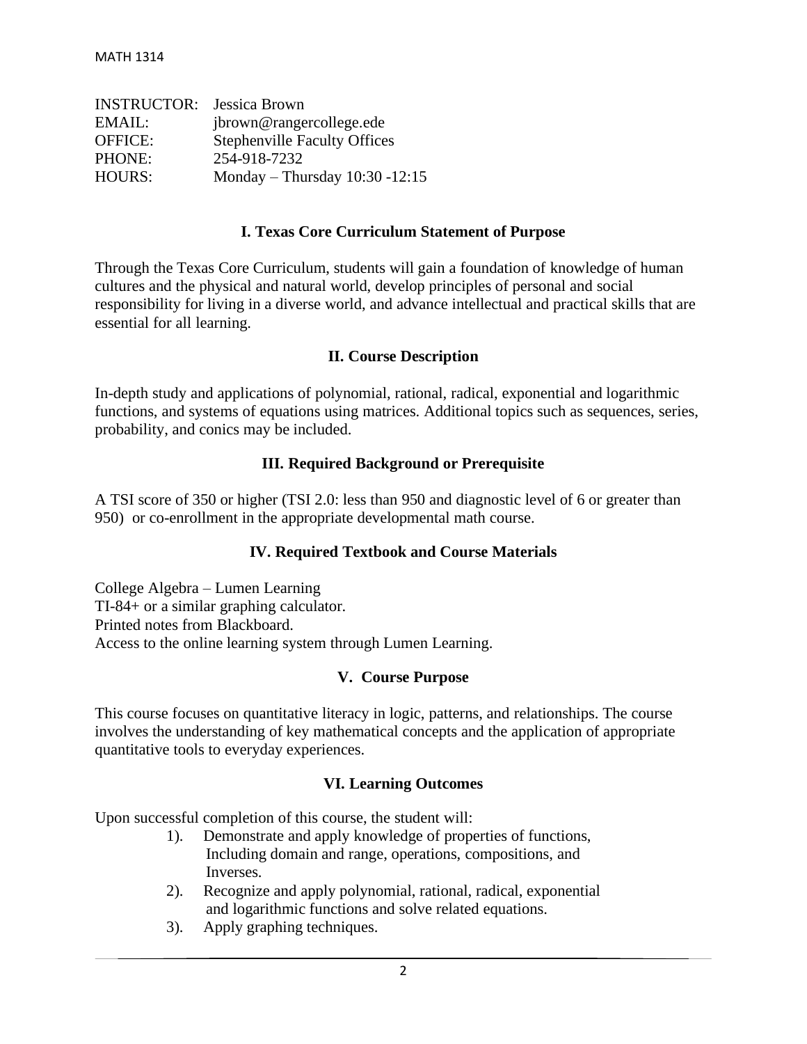| | |
|---|---|
| INSTRUCTOR: | Jessica Brown |
| EMAIL: | jbrown@rangercollege.ede |
| OFFICE: | Stephenville Faculty Offices |
| PHONE: | 254-918-7232 |
| HOURS: | Monday – Thursday 10:30 -12:15 |

## I. Texas Core Curriculum Statement of Purpose

Through the Texas Core Curriculum, students will gain a foundation of knowledge of human cultures and the physical and natural world, develop principles of personal and social responsibility for living in a diverse world, and advance intellectual and practical skills that are essential for all learning.

## II. Course Description

In-depth study and applications of polynomial, rational, radical, exponential and logarithmic functions, and systems of equations using matrices. Additional topics such as sequences, series, probability, and conics may be included.

## III. Required Background or Prerequisite

A TSI score of 350 or higher (TSI 2.0: less than 950 and diagnostic level of 6 or greater than 950) or co-enrollment in the appropriate developmental math course.

## IV. Required Textbook and Course Materials

College Algebra – Lumen Learning
TI-84+ or a similar graphing calculator.
Printed notes from Blackboard.
Access to the online learning system through Lumen Learning.

## V. Course Purpose

This course focuses on quantitative literacy in logic, patterns, and relationships. The course involves the understanding of key mathematical concepts and the application of appropriate quantitative tools to everyday experiences.

## VI. Learning Outcomes

Upon successful completion of this course, the student will:

1). Demonstrate and apply knowledge of properties of functions, Including domain and range, operations, compositions, and Inverses.

2). Recognize and apply polynomial, rational, radical, exponential and logarithmic functions and solve related equations.

3). Apply graphing techniques.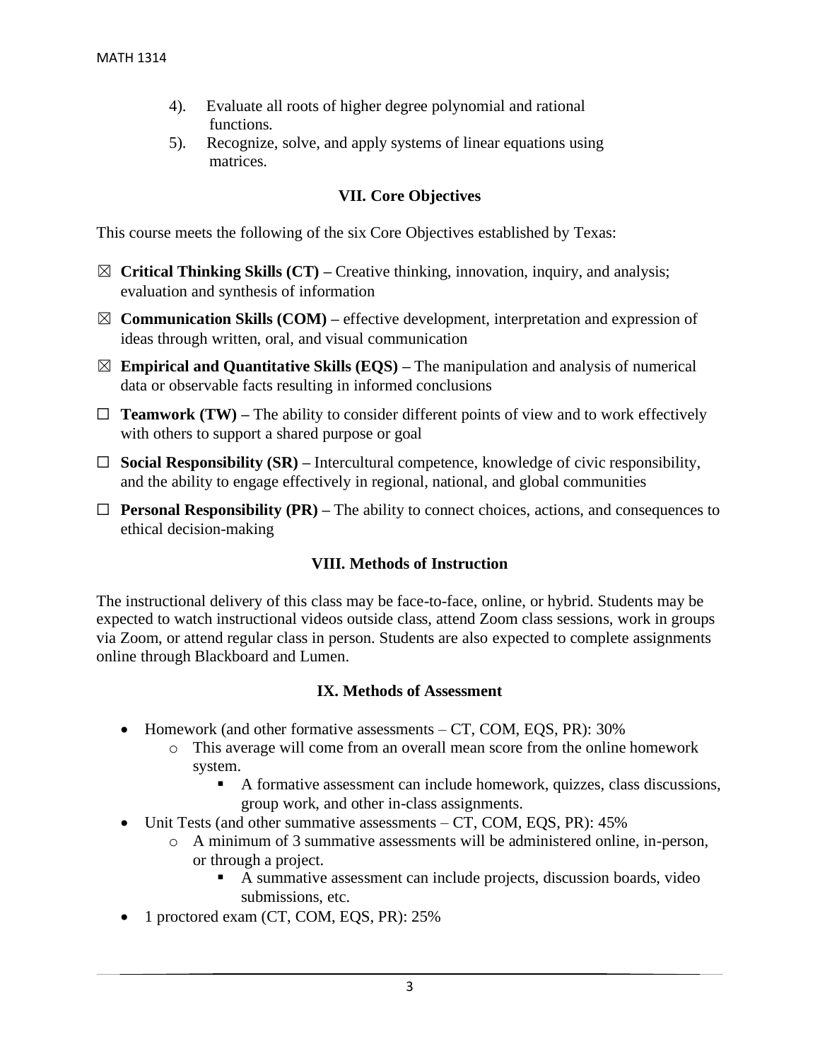4). Evaluate all roots of higher degree polynomial and rational functions.

5). Recognize, solve, and apply systems of linear equations using matrices.

## VII. Core Objectives

This course meets the following of the six Core Objectives established by Texas:

☒ **Critical Thinking Skills (CT) –** Creative thinking, innovation, inquiry, and analysis; evaluation and synthesis of information

☒ **Communication Skills (COM) –** effective development, interpretation and expression of ideas through written, oral, and visual communication

☒ **Empirical and Quantitative Skills (EQS) –** The manipulation and analysis of numerical data or observable facts resulting in informed conclusions

☐ **Teamwork (TW) –** The ability to consider different points of view and to work effectively with others to support a shared purpose or goal

☐ **Social Responsibility (SR) –** Intercultural competence, knowledge of civic responsibility, and the ability to engage effectively in regional, national, and global communities

☐ **Personal Responsibility (PR) –** The ability to connect choices, actions, and consequences to ethical decision-making

## VIII. Methods of Instruction

The instructional delivery of this class may be face-to-face, online, or hybrid. Students may be expected to watch instructional videos outside class, attend Zoom class sessions, work in groups via Zoom, or attend regular class in person. Students are also expected to complete assignments online through Blackboard and Lumen.

## IX. Methods of Assessment

- Homework (and other formative assessments – CT, COM, EQS, PR): 30%
    - This average will come from an overall mean score from the online homework system.
        - A formative assessment can include homework, quizzes, class discussions, group work, and other in-class assignments.
- Unit Tests (and other summative assessments – CT, COM, EQS, PR): 45%
    - A minimum of 3 summative assessments will be administered online, in-person, or through a project.
        - A summative assessment can include projects, discussion boards, video submissions, etc.
- 1 proctored exam (CT, COM, EQS, PR): 25%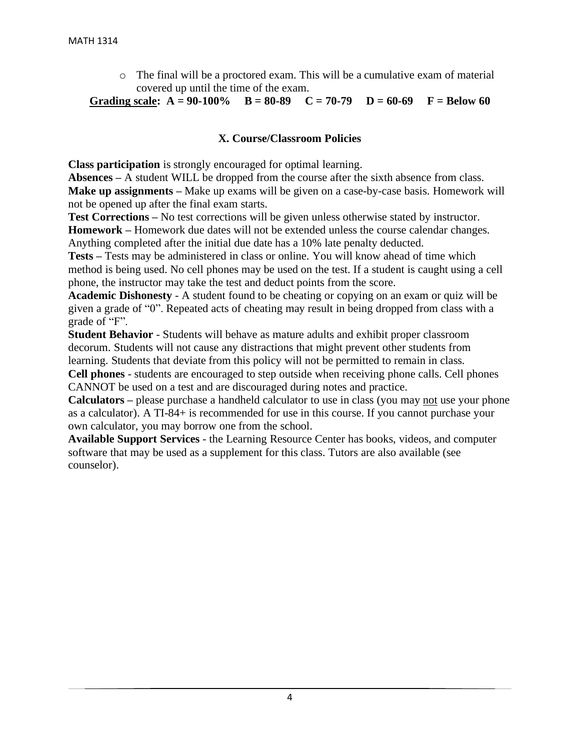- The final will be a proctored exam. This will be a cumulative exam of material covered up until the time of the exam.

**<u>Grading scale</u>: A = 90-100% B = 80-89 C = 70-79 D = 60-69 F = Below 60**

## X. Course/Classroom Policies

**Class participation** is strongly encouraged for optimal learning.

**Absences –** A student WILL be dropped from the course after the sixth absence from class.

**Make up assignments –** Make up exams will be given on a case-by-case basis. Homework will not be opened up after the final exam starts.

**Test Corrections –** No test corrections will be given unless otherwise stated by instructor.

**Homework –** Homework due dates will not be extended unless the course calendar changes. Anything completed after the initial due date has a 10% late penalty deducted.

**Tests –** Tests may be administered in class or online. You will know ahead of time which method is being used. No cell phones may be used on the test. If a student is caught using a cell phone, the instructor may take the test and deduct points from the score.

**Academic Dishonesty** - A student found to be cheating or copying on an exam or quiz will be given a grade of "0". Repeated acts of cheating may result in being dropped from class with a grade of "F".

**Student Behavior** - Students will behave as mature adults and exhibit proper classroom decorum. Students will not cause any distractions that might prevent other students from learning. Students that deviate from this policy will not be permitted to remain in class.

**Cell phones** - students are encouraged to step outside when receiving phone calls. Cell phones CANNOT be used on a test and are discouraged during notes and practice.

**Calculators –** please purchase a handheld calculator to use in class (you may <u>not</u> use your phone as a calculator). A TI-84+ is recommended for use in this course. If you cannot purchase your own calculator, you may borrow one from the school.

**Available Support Services** - the Learning Resource Center has books, videos, and computer software that may be used as a supplement for this class. Tutors are also available (see counselor).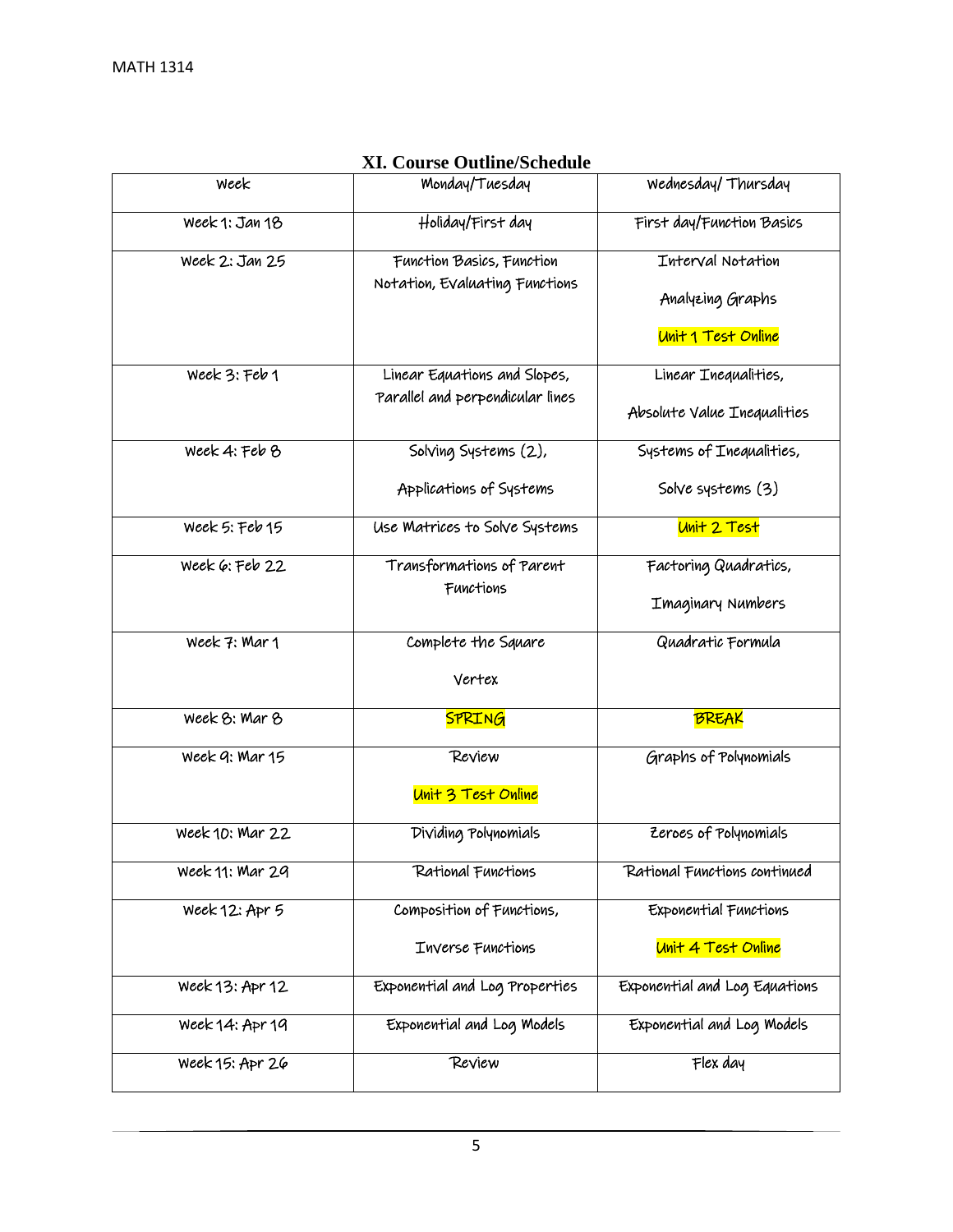## XI. Course Outline/Schedule

| Week | Monday/Tuesday | Wednesday/ Thursday |
|---|---|---|
| Week 1: Jan 18 | Holiday/First day | First day/Function Basics |
| Week 2: Jan 25 | Function Basics, Function Notation, Evaluating Functions | Interval Notation<br>Analyzing Graphs<br>Unit 1 Test Online |
| Week 3: Feb 1 | Linear Equations and Slopes, Parallel and perpendicular lines | Linear Inequalities,<br>Absolute Value Inequalities |
| Week 4: Feb 8 | Solving Systems (2),<br>Applications of Systems | Systems of Inequalities,<br>Solve systems (3) |
| Week 5: Feb 15 | Use Matrices to Solve Systems | Unit 2 Test |
| Week 6: Feb 22 | Transformations of Parent Functions | Factoring Quadratics,<br>Imaginary Numbers |
| Week 7: Mar 1 | Complete the Square<br>Vertex | Quadratic Formula |
| Week 8: Mar 8 | SPRING | BREAK |
| Week 9: Mar 15 | Review<br>Unit 3 Test Online | Graphs of Polynomials |
| Week 10: Mar 22 | Dividing Polynomials | Zeroes of Polynomials |
| Week 11: Mar 29 | Rational Functions | Rational Functions continued |
| Week 12: Apr 5 | Composition of Functions,<br>Inverse Functions | Exponential Functions<br>Unit 4 Test Online |
| Week 13: Apr 12 | Exponential and Log Properties | Exponential and Log Equations |
| Week 14: Apr 19 | Exponential and Log Models | Exponential and Log Models |
| Week 15: Apr 26 | Review | Flex day |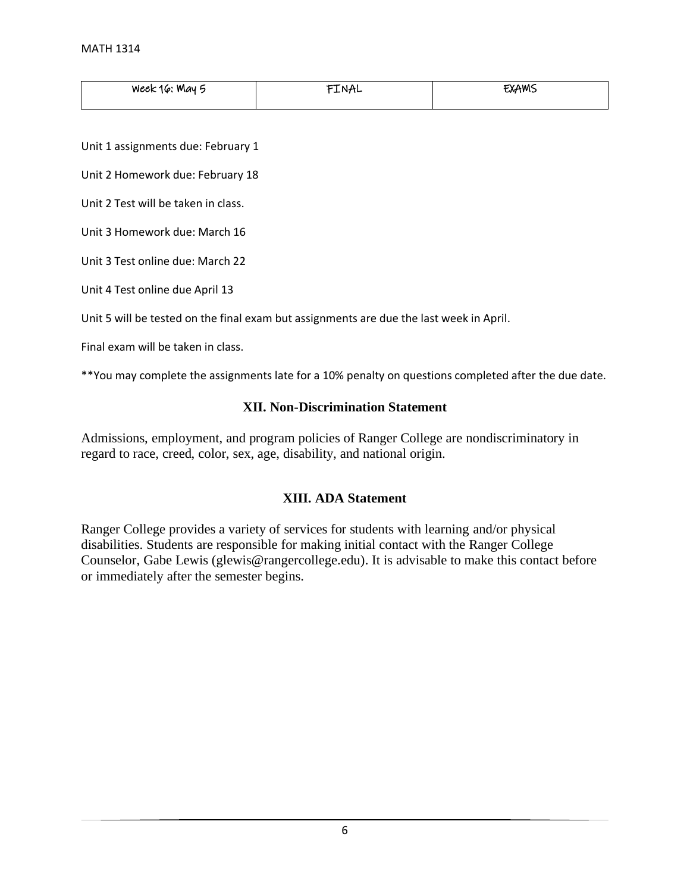| | | |
|---|---|---|
| Week 16: May 5 | FINAL | EXAMS |

Unit 1 assignments due: February 1

Unit 2 Homework due: February 18

Unit 2 Test will be taken in class.

Unit 3 Homework due: March 16

Unit 3 Test online due: March 22

Unit 4 Test online due April 13

Unit 5 will be tested on the final exam but assignments are due the last week in April.

Final exam will be taken in class.

**You may complete the assignments late for a 10% penalty on questions completed after the due date.

## XII. Non-Discrimination Statement

Admissions, employment, and program policies of Ranger College are nondiscriminatory in regard to race, creed, color, sex, age, disability, and national origin.

## XIII. ADA Statement

Ranger College provides a variety of services for students with learning and/or physical disabilities. Students are responsible for making initial contact with the Ranger College Counselor, Gabe Lewis (glewis@rangercollege.edu). It is advisable to make this contact before or immediately after the semester begins.